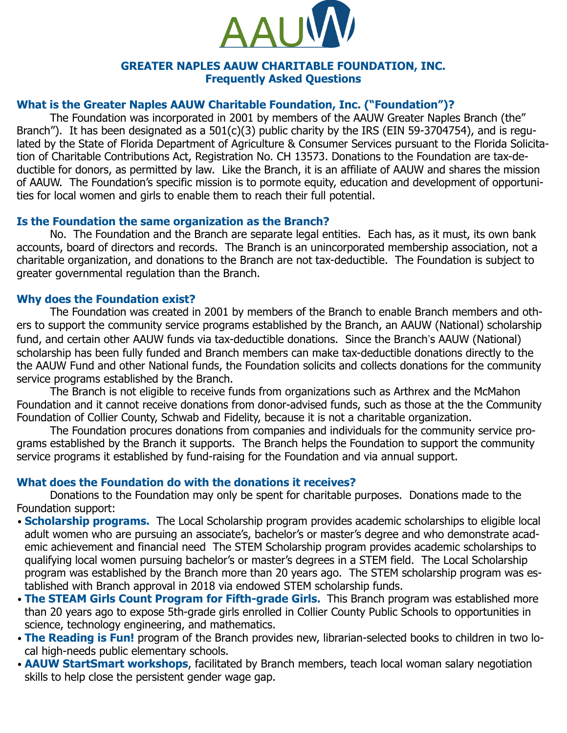# GREATER NAPLES AAUW CHARITABLE FOUNDATION, INC.
## Frequently Asked Questions

### What is the Greater Naples AAUW Charitable Foundation, Inc. ("Foundation")?

The Foundation was incorporated in 2001 by members of the AAUW Greater Naples Branch (the" Branch"). It has been designated as a 501(c)(3) public charity by the IRS (EIN 59-3704754), and is regulated by the State of Florida Department of Agriculture & Consumer Services pursuant to the Florida Solicitation of Charitable Contributions Act, Registration No. CH 13573. Donations to the Foundation are tax-deductible for donors, as permitted by law. Like the Branch, it is an affiliate of AAUW and shares the mission of AAUW. The Foundation's specific mission is to pormote equity, education and development of opportunities for local women and girls to enable them to reach their full potential.

### Is the Foundation the same organization as the Branch?

No. The Foundation and the Branch are separate legal entities. Each has, as it must, its own bank accounts, board of directors and records. The Branch is an unincorporated membership association, not a charitable organization, and donations to the Branch are not tax-deductible. The Foundation is subject to greater governmental regulation than the Branch.

### Why does the Foundation exist?

The Foundation was created in 2001 by members of the Branch to enable Branch members and others to support the community service programs established by the Branch, an AAUW (National) scholarship fund, and certain other AAUW funds via tax-deductible donations. Since the Branch's AAUW (National) scholarship has been fully funded and Branch members can make tax-deductible donations directly to the the AAUW Fund and other National funds, the Foundation solicits and collects donations for the community service programs established by the Branch.

The Branch is not eligible to receive funds from organizations such as Arthrex and the McMahon Foundation and it cannot receive donations from donor-advised funds, such as those at the the Community Foundation of Collier County, Schwab and Fidelity, because it is not a charitable organization.

The Foundation procures donations from companies and individuals for the community service programs established by the Branch it supports. The Branch helps the Foundation to support the community service programs it established by fund-raising for the Foundation and via annual support.

### What does the Foundation do with the donations it receives?

Donations to the Foundation may only be spent for charitable purposes. Donations made to the Foundation support:

- **Scholarship programs.** The Local Scholarship program provides academic scholarships to eligible local adult women who are pursuing an associate's, bachelor's or master's degree and who demonstrate academic achievement and financial need The STEM Scholarship program provides academic scholarships to qualifying local women pursuing bachelor's or master's degrees in a STEM field. The Local Scholarship program was established by the Branch more than 20 years ago. The STEM scholarship program was established with Branch approval in 2018 via endowed STEM scholarship funds.
- **The STEAM Girls Count Program for Fifth-grade Girls.** This Branch program was established more than 20 years ago to expose 5th-grade girls enrolled in Collier County Public Schools to opportunities in science, technology engineering, and mathematics.
- **The Reading is Fun!** program of the Branch provides new, librarian-selected books to children in two local high-needs public elementary schools.
- **AAUW StartSmart workshops**, facilitated by Branch members, teach local woman salary negotiation skills to help close the persistent gender wage gap.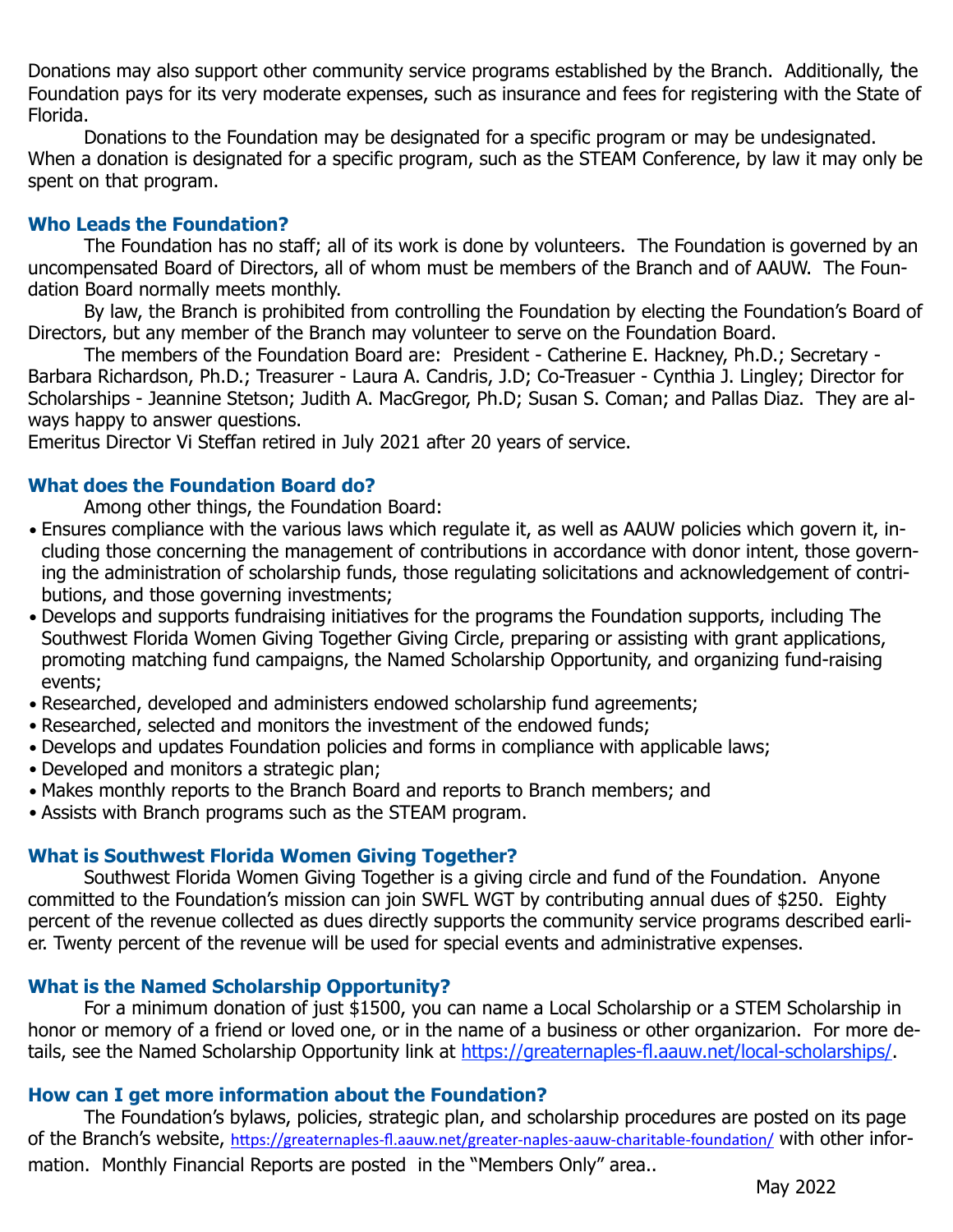Donations may also support other community service programs established by the Branch. Additionally, the Foundation pays for its very moderate expenses, such as insurance and fees for registering with the State of Florida.

Donations to the Foundation may be designated for a specific program or may be undesignated. When a donation is designated for a specific program, such as the STEAM Conference, by law it may only be spent on that program.

### Who Leads the Foundation?

The Foundation has no staff; all of its work is done by volunteers. The Foundation is governed by an uncompensated Board of Directors, all of whom must be members of the Branch and of AAUW. The Foundation Board normally meets monthly.

By law, the Branch is prohibited from controlling the Foundation by electing the Foundation's Board of Directors, but any member of the Branch may volunteer to serve on the Foundation Board.

The members of the Foundation Board are: President - Catherine E. Hackney, Ph.D.; Secretary - Barbara Richardson, Ph.D.; Treasurer - Laura A. Candris, J.D; Co-Treasuer - Cynthia J. Lingley; Director for Scholarships - Jeannine Stetson; Judith A. MacGregor, Ph.D; Susan S. Coman; and Pallas Diaz. They are always happy to answer questions.

Emeritus Director Vi Steffan retired in July 2021 after 20 years of service.

### What does the Foundation Board do?

Among other things, the Foundation Board:

- Ensures compliance with the various laws which regulate it, as well as AAUW policies which govern it, including those concerning the management of contributions in accordance with donor intent, those governing the administration of scholarship funds, those regulating solicitations and acknowledgement of contributions, and those governing investments;
- Develops and supports fundraising initiatives for the programs the Foundation supports, including The Southwest Florida Women Giving Together Giving Circle, preparing or assisting with grant applications, promoting matching fund campaigns, the Named Scholarship Opportunity, and organizing fund-raising events;
- Researched, developed and administers endowed scholarship fund agreements;
- Researched, selected and monitors the investment of the endowed funds;
- Develops and updates Foundation policies and forms in compliance with applicable laws;
- Developed and monitors a strategic plan;
- Makes monthly reports to the Branch Board and reports to Branch members; and
- Assists with Branch programs such as the STEAM program.

### What is Southwest Florida Women Giving Together?

Southwest Florida Women Giving Together is a giving circle and fund of the Foundation. Anyone committed to the Foundation's mission can join SWFL WGT by contributing annual dues of $250. Eighty percent of the revenue collected as dues directly supports the community service programs described earlier. Twenty percent of the revenue will be used for special events and administrative expenses.

### What is the Named Scholarship Opportunity?

For a minimum donation of just $1500, you can name a Local Scholarship or a STEM Scholarship in honor or memory of a friend or loved one, or in the name of a business or other organizarion. For more details, see the Named Scholarship Opportunity link at https://greaternaples-fl.aauw.net/local-scholarships/.

### How can I get more information about the Foundation?

The Foundation's bylaws, policies, strategic plan, and scholarship procedures are posted on its page of the Branch's website, https://greaternaples-fl.aauw.net/greater-naples-aauw-charitable-foundation/ with other information. Monthly Financial Reports are posted in the "Members Only" area..

May 2022